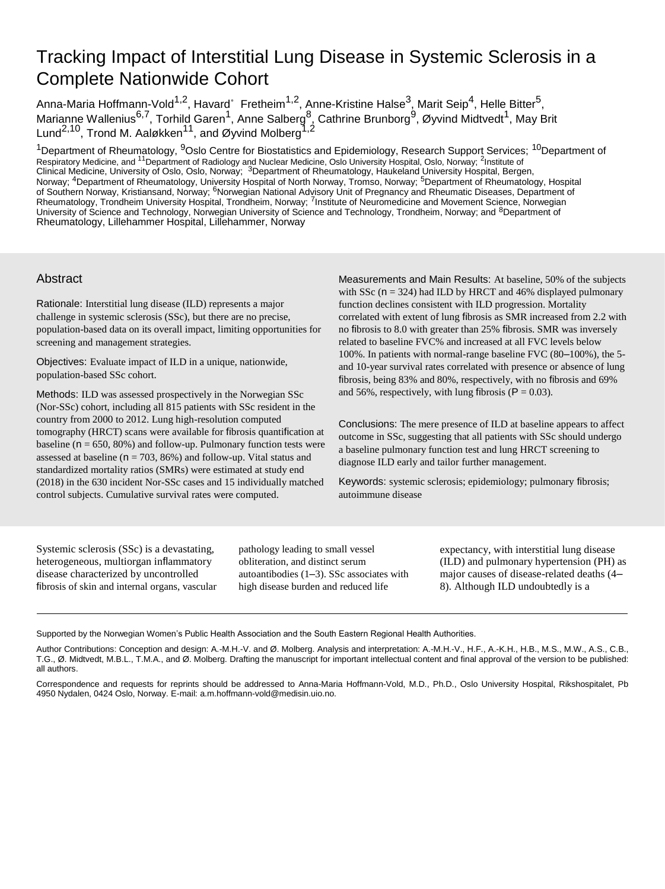# Tracking Impact of Interstitial Lung Disease in Systemic Sclerosis in a Complete Nationwide Cohort

Anna-Maria Hoffmann-Vold[1,2], Håvard Fretheim[1,2], Anne-Kristine Halse[3], Marit Seip[4], Helle Bitter[5], Marianne Wallenius[6,7], Torhild Garen[1], Anne Salberg[8], Cathrine Brunborg[9], Øyvind Midtvedt[1], May Brit Lund[2,10], Trond M. Aaløkken[11], and Øyvind Molberg[1,2]

[1]Department of Rheumatology, [9]Oslo Centre for Biostatistics and Epidemiology, Research Support Services; [10]Department of Respiratory Medicine, and [11]Department of Radiology and Nuclear Medicine, Oslo University Hospital, Oslo, Norway; [2]Institute of Clinical Medicine, University of Oslo, Oslo, Norway; [3]Department of Rheumatology, Haukeland University Hospital, Bergen, Norway; [4]Department of Rheumatology, University Hospital of North Norway, Tromso, Norway; [5]Department of Rheumatology, Hospital of Southern Norway, Kristiansand, Norway; [6]Norwegian National Advisory Unit of Pregnancy and Rheumatic Diseases, Department of Rheumatology, Trondheim University Hospital, Trondheim, Norway; [7]Institute of Neuromedicine and Movement Science, Norwegian University of Science and Technology, Norwegian University of Science and Technology, Trondheim, Norway; and [8]Department of Rheumatology, Lillehammer Hospital, Lillehammer, Norway

## Abstract

**Rationale:** Interstitial lung disease (ILD) represents a major challenge in systemic sclerosis (SSc), but there are no precise, population-based data on its overall impact, limiting opportunities for screening and management strategies.

**Objectives:** Evaluate impact of ILD in a unique, nationwide, population-based SSc cohort.

**Methods:** ILD was assessed prospectively in the Norwegian SSc (Nor-SSc) cohort, including all 815 patients with SSc resident in the country from 2000 to 2012. Lung high-resolution computed tomography (HRCT) scans were available for fibrosis quantification at baseline ($n = 650$, 80%) and follow-up. Pulmonary function tests were assessed at baseline ($n = 703$, 86%) and follow-up. Vital status and standardized mortality ratios (SMRs) were estimated at study end (2018) in the 630 incident Nor-SSc cases and 15 individually matched control subjects. Cumulative survival rates were computed.

**Measurements and Main Results:** At baseline, 50% of the subjects with SSc ($n = 324$) had ILD by HRCT and 46% displayed pulmonary function declines consistent with ILD progression. Mortality correlated with extent of lung fibrosis as SMR increased from 2.2 with no fibrosis to 8.0 with greater than 25% fibrosis. SMR was inversely related to baseline FVC% and increased at all FVC levels below 100%. In patients with normal-range baseline FVC (80–100%), the 5- and 10-year survival rates correlated with presence or absence of lung fibrosis, being 83% and 80%, respectively, with no fibrosis and 69% and 56%, respectively, with lung fibrosis ($P = 0.03$).

**Conclusions:** The mere presence of ILD at baseline appears to affect outcome in SSc, suggesting that all patients with SSc should undergo a baseline pulmonary function test and lung HRCT screening to diagnose ILD early and tailor further management.

**Keywords:** systemic sclerosis; epidemiology; pulmonary fibrosis; autoimmune disease

Systemic sclerosis (SSc) is a devastating, heterogeneous, multiorgan inflammatory disease characterized by uncontrolled fibrosis of skin and internal organs, vascular pathology leading to small vessel obliteration, and distinct serum autoantibodies (1–3). SSc associates with high disease burden and reduced life expectancy, with interstitial lung disease (ILD) and pulmonary hypertension (PH) as major causes of disease-related deaths (4–8). Although ILD undoubtedly is a

Supported by the Norwegian Women's Public Health Association and the South Eastern Regional Health Authorities.

Author Contributions: Conception and design: A.-M.H.-V. and Ø. Molberg. Analysis and interpretation: A.-M.H.-V., H.F., A.-K.H., H.B., M.S., M.W., A.S., C.B., T.G., Ø. Midtvedt, M.B.L., T.M.A., and Ø. Molberg. Drafting the manuscript for important intellectual content and final approval of the version to be published: all authors.

Correspondence and requests for reprints should be addressed to Anna-Maria Hoffmann-Vold, M.D., Ph.D., Oslo University Hospital, Rikshospitalet, Pb 4950 Nydalen, 0424 Oslo, Norway. E-mail: a.m.hoffmann-vold@medisin.uio.no.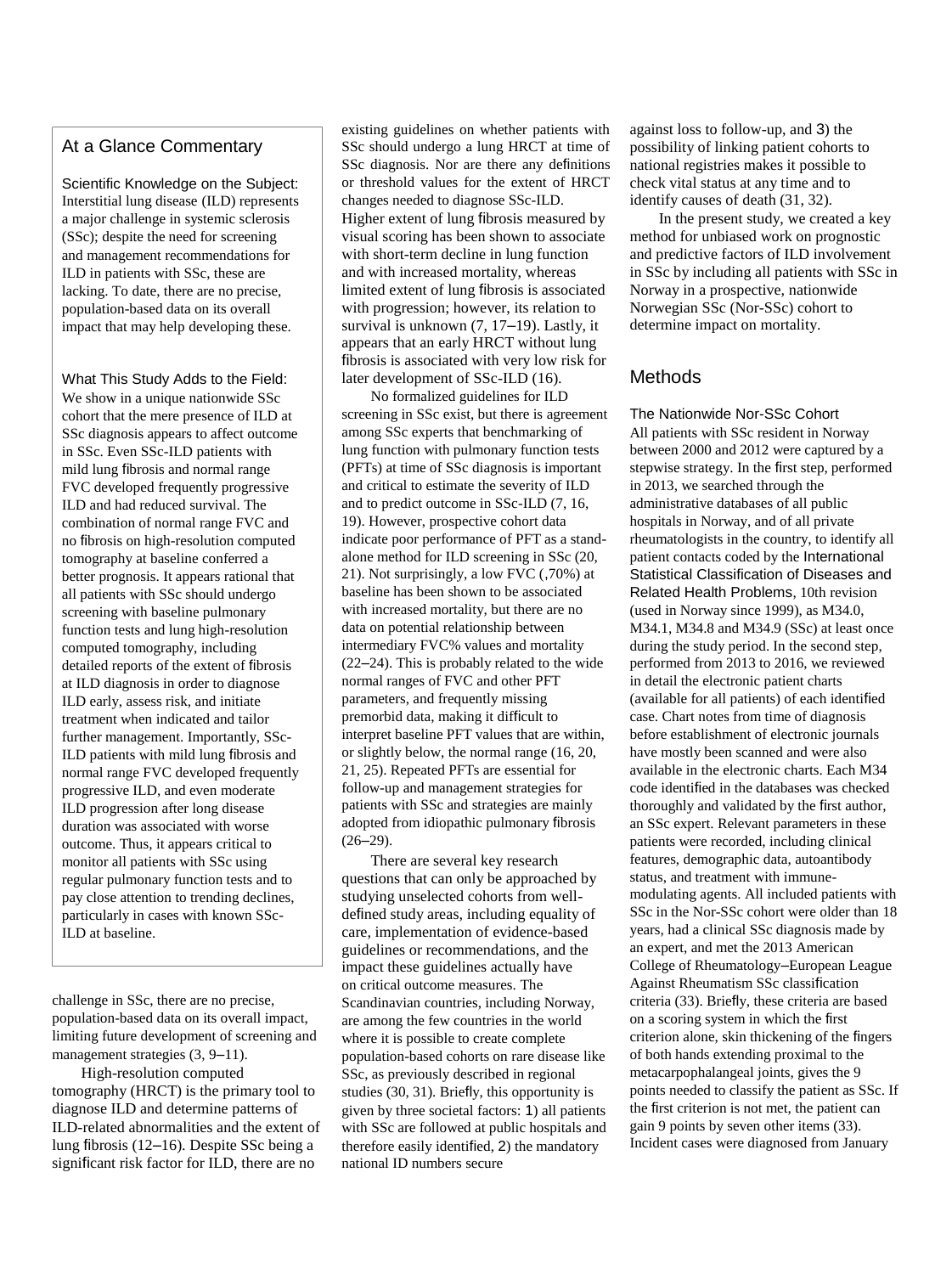## At a Glance Commentary

Scientific Knowledge on the Subject: Interstitial lung disease (ILD) represents a major challenge in systemic sclerosis (SSc); despite the need for screening and management recommendations for ILD in patients with SSc, these are lacking. To date, there are no precise, population-based data on its overall impact that may help developing these.

What This Study Adds to the Field: We show in a unique nationwide SSc cohort that the mere presence of ILD at SSc diagnosis appears to affect outcome in SSc. Even SSc-ILD patients with mild lung fibrosis and normal range FVC developed frequently progressive ILD and had reduced survival. The combination of normal range FVC and no fibrosis on high-resolution computed tomography at baseline conferred a better prognosis. It appears rational that all patients with SSc should undergo screening with baseline pulmonary function tests and lung high-resolution computed tomography, including detailed reports of the extent of fibrosis at ILD diagnosis in order to diagnose ILD early, assess risk, and initiate treatment when indicated and tailor further management. Importantly, SSc-ILD patients with mild lung fibrosis and normal range FVC developed frequently progressive ILD, and even moderate ILD progression after long disease duration was associated with worse outcome. Thus, it appears critical to monitor all patients with SSc using regular pulmonary function tests and to pay close attention to trending declines, particularly in cases with known SSc-ILD at baseline.

challenge in SSc, there are no precise, population-based data on its overall impact, limiting future development of screening and management strategies (3, 9–11).

High-resolution computed tomography (HRCT) is the primary tool to diagnose ILD and determine patterns of ILD-related abnormalities and the extent of lung fibrosis (12–16). Despite SSc being a significant risk factor for ILD, there are no existing guidelines on whether patients with SSc should undergo a lung HRCT at time of SSc diagnosis. Nor are there any definitions or threshold values for the extent of HRCT changes needed to diagnose SSc-ILD. Higher extent of lung fibrosis measured by visual scoring has been shown to associate with short-term decline in lung function and with increased mortality, whereas limited extent of lung fibrosis is associated with progression; however, its relation to survival is unknown (7, 17–19). Lastly, it appears that an early HRCT without lung fibrosis is associated with very low risk for later development of SSc-ILD (16).

No formalized guidelines for ILD screening in SSc exist, but there is agreement among SSc experts that benchmarking of lung function with pulmonary function tests (PFTs) at time of SSc diagnosis is important and critical to estimate the severity of ILD and to predict outcome in SSc-ILD (7, 16, 19). However, prospective cohort data indicate poor performance of PFT as a stand-alone method for ILD screening in SSc (20, 21). Not surprisingly, a low FVC (<70%) at baseline has been shown to be associated with increased mortality, but there are no data on potential relationship between intermediary FVC% values and mortality (22–24). This is probably related to the wide normal ranges of FVC and other PFT parameters, and frequently missing premorbid data, making it difficult to interpret baseline PFT values that are within, or slightly below, the normal range (16, 20, 21, 25). Repeated PFTs are essential for follow-up and management strategies for patients with SSc and strategies are mainly adopted from idiopathic pulmonary fibrosis (26–29).

There are several key research questions that can only be approached by studying unselected cohorts from well-defined study areas, including equality of care, implementation of evidence-based guidelines or recommendations, and the impact these guidelines actually have on critical outcome measures. The Scandinavian countries, including Norway, are among the few countries in the world where it is possible to create complete population-based cohorts on rare disease like SSc, as previously described in regional studies (30, 31). Briefly, this opportunity is given by three societal factors: 1) all patients with SSc are followed at public hospitals and therefore easily identified, 2) the mandatory national ID numbers secure against loss to follow-up, and 3) the possibility of linking patient cohorts to national registries makes it possible to check vital status at any time and to identify causes of death (31, 32).

In the present study, we created a key method for unbiased work on prognostic and predictive factors of ILD involvement in SSc by including all patients with SSc in Norway in a prospective, nationwide Norwegian SSc (Nor-SSc) cohort to determine impact on mortality.

## Methods

### The Nationwide Nor-SSc Cohort

All patients with SSc resident in Norway between 2000 and 2012 were captured by a stepwise strategy. In the first step, performed in 2013, we searched through the administrative databases of all public hospitals in Norway, and of all private rheumatologists in the country, to identify all patient contacts coded by the International Statistical Classification of Diseases and Related Health Problems, 10th revision (used in Norway since 1999), as M34.0, M34.1, M34.8 and M34.9 (SSc) at least once during the study period. In the second step, performed from 2013 to 2016, we reviewed in detail the electronic patient charts (available for all patients) of each identified case. Chart notes from time of diagnosis before establishment of electronic journals have mostly been scanned and were also available in the electronic charts. Each M34 code identified in the databases was checked thoroughly and validated by the first author, an SSc expert. Relevant parameters in these patients were recorded, including clinical features, demographic data, autoantibody status, and treatment with immune-modulating agents. All included patients with SSc in the Nor-SSc cohort were older than 18 years, had a clinical SSc diagnosis made by an expert, and met the 2013 American College of Rheumatology–European League Against Rheumatism SSc classification criteria (33). Briefly, these criteria are based on a scoring system in which the first criterion alone, skin thickening of the fingers of both hands extending proximal to the metacarpophalangeal joints, gives the 9 points needed to classify the patient as SSc. If the first criterion is not met, the patient can gain 9 points by seven other items (33). Incident cases were diagnosed from January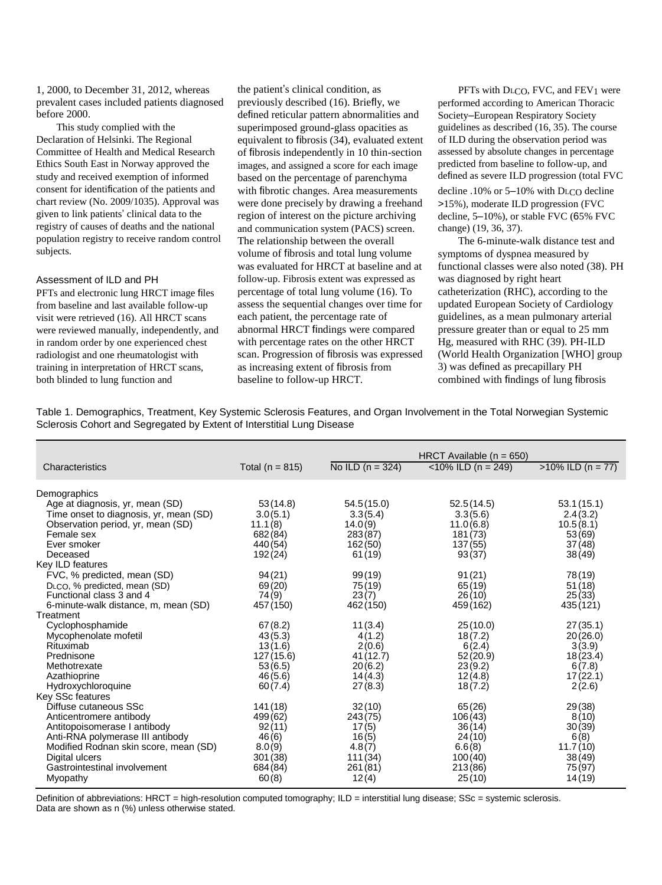1, 2000, to December 31, 2012, whereas prevalent cases included patients diagnosed before 2000.

This study complied with the Declaration of Helsinki. The Regional Committee of Health and Medical Research Ethics South East in Norway approved the study and received exemption of informed consent for identification of the patients and chart review (No. 2009/1035). Approval was given to link patients' clinical data to the registry of causes of deaths and the national population registry to receive random control subjects.

### Assessment of ILD and PH

PFTs and electronic lung HRCT image files from baseline and last available follow-up visit were retrieved (16). All HRCT scans were reviewed manually, independently, and in random order by one experienced chest radiologist and one rheumatologist with training in interpretation of HRCT scans, both blinded to lung function and the patient's clinical condition, as previously described (16). Briefly, we defined reticular pattern abnormalities and superimposed ground-glass opacities as equivalent to fibrosis (34), evaluated extent of fibrosis independently in 10 thin-section images, and assigned a score for each image based on the percentage of parenchyma with fibrotic changes. Area measurements were done precisely by drawing a freehand region of interest on the picture archiving and communication system (PACS) screen. The relationship between the overall volume of fibrosis and total lung volume was evaluated for HRCT at baseline and at follow-up. Fibrosis extent was expressed as percentage of total lung volume (16). To assess the sequential changes over time for each patient, the percentage rate of abnormal HRCT findings were compared with percentage rates on the other HRCT scan. Progression of fibrosis was expressed as increasing extent of fibrosis from baseline to follow-up HRCT.

PFTs with $D_{LCO}$, FVC, and $FEV_1$ were performed according to American Thoracic Society–European Respiratory Society guidelines as described (16, 35). The course of ILD during the observation period was assessed by absolute changes in percentage predicted from baseline to follow-up, and defined as severe ILD progression (total FVC decline .10% or 5–10% with $D_{LCO}$ decline >15%), moderate ILD progression (FVC decline, 5–10%), or stable FVC (65% FVC change) (19, 36, 37).

The 6-minute-walk distance test and symptoms of dyspnea measured by functional classes were also noted (38). PH was diagnosed by right heart catheterization (RHC), according to the updated European Society of Cardiology guidelines, as a mean pulmonary arterial pressure greater than or equal to 25 mm Hg, measured with RHC (39). PH-ILD (World Health Organization [WHO] group 3) was defined as precapillary PH combined with findings of lung fibrosis

Table 1. Demographics, Treatment, Key Systemic Sclerosis Features, and Organ Involvement in the Total Norwegian Systemic Sclerosis Cohort and Segregated by Extent of Interstitial Lung Disease

| Characteristics | Total (n = 815) | HRCT Available (n = 650) | | |
|---|---|---|---|---|
| | | No ILD (n = 324) | <10% ILD (n = 249) | >10% ILD (n = 77) |
| **Demographics** | | | | |
| Age at diagnosis, yr, mean (SD) | 53 (14.8) | 54.5 (15.0) | 52.5 (14.5) | 53.1 (15.1) |
| Time onset to diagnosis, yr, mean (SD) | 3.0 (5.1) | 3.3 (5.4) | 3.3 (5.6) | 2.4 (3.2) |
| Observation period, yr, mean (SD) | 11.1 (8) | 14.0 (9) | 11.0 (6.8) | 10.5 (8.1) |
| Female sex | 682 (84) | 283 (87) | 181 (73) | 53 (69) |
| Ever smoker | 440 (54) | 162 (50) | 137 (55) | 37 (48) |
| Deceased | 192 (24) | 61 (19) | 93 (37) | 38 (49) |
| **Key ILD features** | | | | |
| FVC, % predicted, mean (SD) | 94 (21) | 99 (19) | 91 (21) | 78 (19) |
| $D_{LCO}$, % predicted, mean (SD) | 69 (20) | 75 (19) | 65 (19) | 51 (18) |
| Functional class 3 and 4 | 74 (9) | 23 (7) | 26 (10) | 25 (33) |
| 6-minute-walk distance, m, mean (SD) | 457 (150) | 462 (150) | 459 (162) | 435 (121) |
| **Treatment** | | | | |
| Cyclophosphamide | 67 (8.2) | 11 (3.4) | 25 (10.0) | 27 (35.1) |
| Mycophenolate mofetil | 43 (5.3) | 4 (1.2) | 18 (7.2) | 20 (26.0) |
| Rituximab | 13 (1.6) | 2 (0.6) | 6 (2.4) | 3 (3.9) |
| Prednisone | 127 (15.6) | 41 (12.7) | 52 (20.9) | 18 (23.4) |
| Methotrexate | 53 (6.5) | 20 (6.2) | 23 (9.2) | 6 (7.8) |
| Azathioprine | 46 (5.6) | 14 (4.3) | 12 (4.8) | 17 (22.1) |
| Hydroxychloroquine | 60 (7.4) | 27 (8.3) | 18 (7.2) | 2 (2.6) |
| **Key SSc features** | | | | |
| Diffuse cutaneous SSc | 141 (18) | 32 (10) | 65 (26) | 29 (38) |
| Anticentromere antibody | 499 (62) | 243 (75) | 106 (43) | 8 (10) |
| Antitopoisomerase I antibody | 92 (11) | 17 (5) | 36 (14) | 30 (39) |
| Anti-RNA polymerase III antibody | 46 (6) | 16 (5) | 24 (10) | 6 (8) |
| Modified Rodnan skin score, mean (SD) | 8.0 (9) | 4.8 (7) | 6.6 (8) | 11.7 (10) |
| Digital ulcers | 301 (38) | 111 (34) | 100 (40) | 38 (49) |
| Gastrointestinal involvement | 684 (84) | 261 (81) | 213 (86) | 75 (97) |
| Myopathy | 60 (8) | 12 (4) | 25 (10) | 14 (19) |

Definition of abbreviations: HRCT = high-resolution computed tomography; ILD = interstitial lung disease; SSc = systemic sclerosis.
Data are shown as n (%) unless otherwise stated.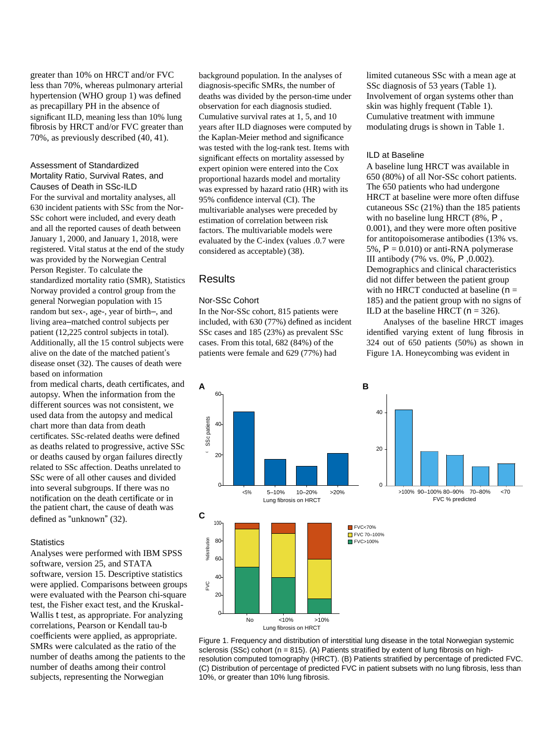greater than 10% on HRCT and/or FVC less than 70%, whereas pulmonary arterial hypertension (WHO group 1) was defined as precapillary PH in the absence of significant ILD, meaning less than 10% lung fibrosis by HRCT and/or FVC greater than 70%, as previously described (40, 41).

### Assessment of Standardized Mortality Ratio, Survival Rates, and Causes of Death in SSc-ILD

For the survival and mortality analyses, all 630 incident patients with SSc from the Nor-SSc cohort were included, and every death and all the reported causes of death between January 1, 2000, and January 1, 2018, were registered. Vital status at the end of the study was provided by the Norwegian Central Person Register. To calculate the standardized mortality ratio (SMR), Statistics Norway provided a control group from the general Norwegian population with 15 random but sex-, age-, year of birth–, and living area–matched control subjects per patient (12,225 control subjects in total). Additionally, all the 15 control subjects were alive on the date of the matched patient's disease onset (32). The causes of death were based on information from medical charts, death certificates, and autopsy. When the information from the different sources was not consistent, we used data from the autopsy and medical chart more than data from death certificates. SSc-related deaths were defined as deaths related to progressive, active SSc or deaths caused by organ failures directly related to SSc affection. Deaths unrelated to SSc were of all other causes and divided into several subgroups. If there was no notification on the death certificate or in the patient chart, the cause of death was defined as "unknown" (32).

### Statistics

Analyses were performed with IBM SPSS software, version 25, and STATA software, version 15. Descriptive statistics were applied. Comparisons between groups were evaluated with the Pearson chi-square test, the Fisher exact test, and the Kruskal-Wallis t test, as appropriate. For analyzing correlations, Pearson or Kendall tau-b coefficients were applied, as appropriate. SMRs were calculated as the ratio of the number of deaths among the patients to the number of deaths among their control subjects, representing the Norwegian background population. In the analyses of diagnosis-specific SMRs, the number of deaths was divided by the person-time under observation for each diagnosis studied. Cumulative survival rates at 1, 5, and 10 years after ILD diagnoses were computed by the Kaplan-Meier method and significance was tested with the log-rank test. Items with significant effects on mortality assessed by expert opinion were entered into the Cox proportional hazards model and mortality was expressed by hazard ratio (HR) with its 95% confidence interval (CI). The multivariable analyses were preceded by estimation of correlation between risk factors. The multivariable models were evaluated by the C-index (values .0.7 were considered as acceptable) (38).

## Results

### Nor-SSc Cohort

In the Nor-SSc cohort, 815 patients were included, with 630 (77%) defined as incident SSc cases and 185 (23%) as prevalent SSc cases. From this total, 682 (84%) of the patients were female and 629 (77%) had limited cutaneous SSc with a mean age at SSc diagnosis of 53 years (Table 1). Involvement of organ systems other than skin was highly frequent (Table 1). Cumulative treatment with immune modulating drugs is shown in Table 1.

### ILD at Baseline

A baseline lung HRCT was available in 650 (80%) of all Nor-SSc cohort patients. The 650 patients who had undergone HRCT at baseline were more often diffuse cutaneous SSc (21%) than the 185 patients with no baseline lung HRCT (8%, P , 0.001), and they were more often positive for antitopoisomerase antibodies (13% vs. 5%, $P = 0.010$) or anti-RNA polymerase III antibody (7% vs. 0%, P ,0.002). Demographics and clinical characteristics did not differ between the patient group with no HRCT conducted at baseline ($n = 185$) and the patient group with no signs of ILD at the baseline HRCT ($n = 326$).

Analyses of the baseline HRCT images identified varying extent of lung fibrosis in 324 out of 650 patients (50%) as shown in Figure 1A. Honeycombing was evident in

Figure 1. Frequency and distribution of interstitial lung disease in the total Norwegian systemic sclerosis (SSc) cohort (n = 815). (A) Patients stratified by extent of lung fibrosis on high-resolution computed tomography (HRCT). (B) Patients stratified by percentage of predicted FVC. (C) Distribution of percentage of predicted FVC in patient subsets with no lung fibrosis, less than 10%, or greater than 10% lung fibrosis.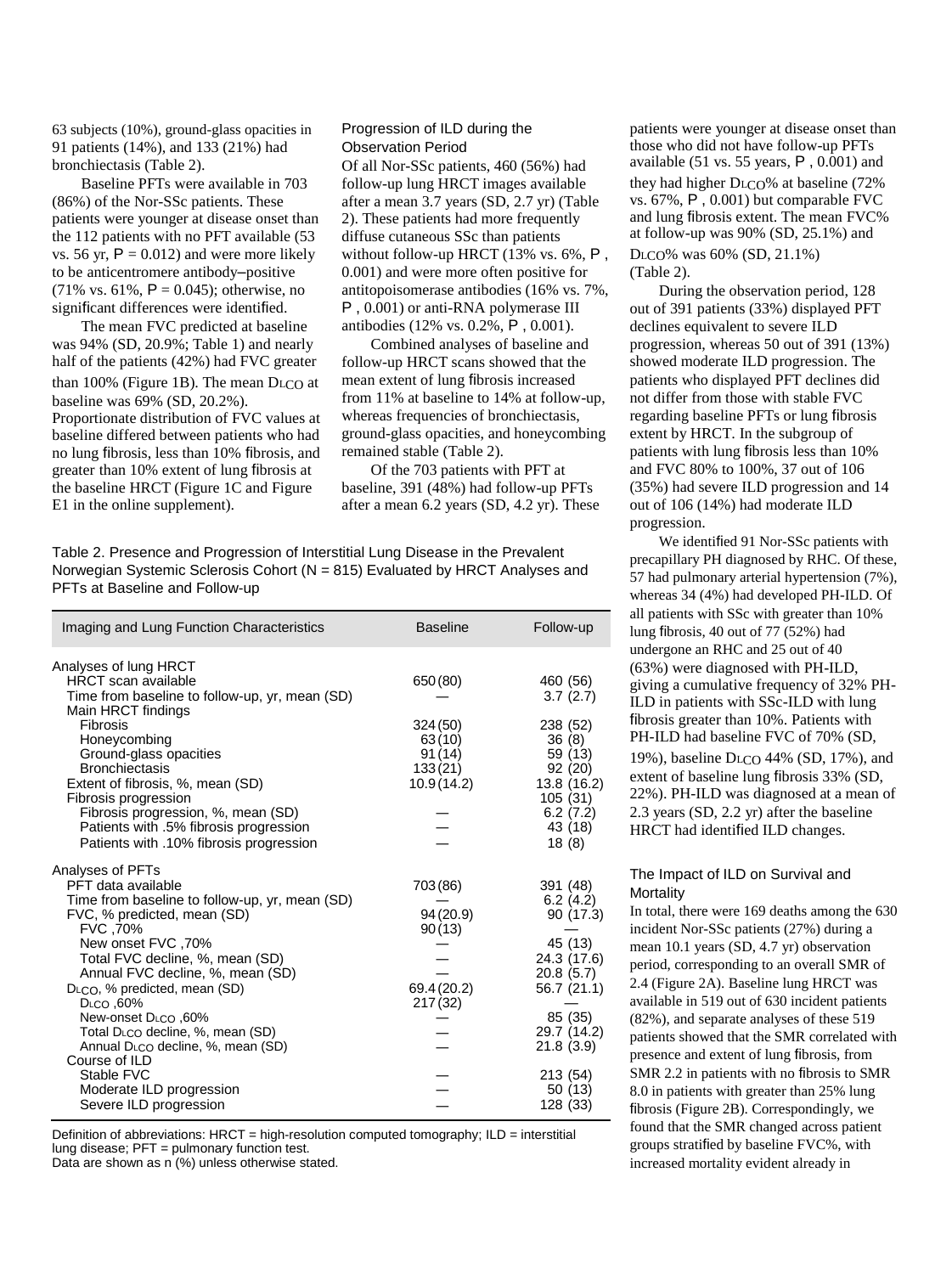63 subjects (10%), ground-glass opacities in 91 patients (14%), and 133 (21%) had bronchiectasis (Table 2).

Baseline PFTs were available in 703 (86%) of the Nor-SSc patients. These patients were younger at disease onset than the 112 patients with no PFT available (53 vs. 56 yr, $P = 0.012$) and were more likely to be anticentromere antibody–positive (71% vs. 61%, $P = 0.045$); otherwise, no significant differences were identified.

The mean FVC predicted at baseline was 94% (SD, 20.9%; Table 1) and nearly half of the patients (42%) had FVC greater than 100% (Figure 1B). The mean $D_{LCO}$ at baseline was 69% (SD, 20.2%). Proportionate distribution of FVC values at baseline differed between patients who had no lung fibrosis, less than 10% fibrosis, and greater than 10% extent of lung fibrosis at the baseline HRCT (Figure 1C and Figure E1 in the online supplement).

### Progression of ILD during the Observation Period

Of all Nor-SSc patients, 460 (56%) had follow-up lung HRCT images available after a mean 3.7 years (SD, 2.7 yr) (Table 2). These patients had more frequently diffuse cutaneous SSc than patients without follow-up HRCT (13% vs. 6%, $P$ , 0.001) and were more often positive for antitopoisomerase antibodies (16% vs. 7%, $P$ , 0.001) or anti-RNA polymerase III antibodies (12% vs. 0.2%, $P$ , 0.001).

Combined analyses of baseline and follow-up HRCT scans showed that the mean extent of lung fibrosis increased from 11% at baseline to 14% at follow-up, whereas frequencies of bronchiectasis, ground-glass opacities, and honeycombing remained stable (Table 2).

Of the 703 patients with PFT at baseline, 391 (48%) had follow-up PFTs after a mean 6.2 years (SD, 4.2 yr). These patients were younger at disease onset than those who did not have follow-up PFTs available (51 vs. 55 years, $P$ , 0.001) and they had higher $D_{LCO}$% at baseline (72% vs. 67%, $P$ , 0.001) but comparable FVC and lung fibrosis extent. The mean FVC% at follow-up was 90% (SD, 25.1%) and $D_{LCO}$% was 60% (SD, 21.1%) (Table 2).

During the observation period, 128 out of 391 patients (33%) displayed PFT declines equivalent to severe ILD progression, whereas 50 out of 391 (13%) showed moderate ILD progression. The patients who displayed PFT declines did not differ from those with stable FVC regarding baseline PFTs or lung fibrosis extent by HRCT. In the subgroup of patients with lung fibrosis less than 10% and FVC 80% to 100%, 37 out of 106 (35%) had severe ILD progression and 14 out of 106 (14%) had moderate ILD progression.

We identified 91 Nor-SSc patients with precapillary PH diagnosed by RHC. Of these, 57 had pulmonary arterial hypertension (7%), whereas 34 (4%) had developed PH-ILD. Of all patients with SSc with greater than 10% lung fibrosis, 40 out of 77 (52%) had undergone an RHC and 25 out of 40 (63%) were diagnosed with PH-ILD, giving a cumulative frequency of 32% PH-ILD in patients with SSc-ILD with lung fibrosis greater than 10%. Patients with PH-ILD had baseline FVC of 70% (SD, 19%), baseline $D_{LCO}$ 44% (SD, 17%), and extent of baseline lung fibrosis 33% (SD, 22%). PH-ILD was diagnosed at a mean of 2.3 years (SD, 2.2 yr) after the baseline HRCT had identified ILD changes.

### The Impact of ILD on Survival and Mortality

In total, there were 169 deaths among the 630 incident Nor-SSc patients (27%) during a mean 10.1 years (SD, 4.7 yr) observation period, corresponding to an overall SMR of 2.4 (Figure 2A). Baseline lung HRCT was available in 519 out of 630 incident patients (82%), and separate analyses of these 519 patients showed that the SMR correlated with presence and extent of lung fibrosis, from SMR 2.2 in patients with no fibrosis to SMR 8.0 in patients with greater than 25% lung fibrosis (Figure 2B). Correspondingly, we found that the SMR changed across patient groups stratified by baseline FVC%, with increased mortality evident already in

Table 2. Presence and Progression of Interstitial Lung Disease in the Prevalent Norwegian Systemic Sclerosis Cohort (N = 815) Evaluated by HRCT Analyses and PFTs at Baseline and Follow-up

| Imaging and Lung Function Characteristics | Baseline | Follow-up |
|---|---|---|
| Analyses of lung HRCT | | |
| HRCT scan available | 650 (80) | 460 (56) |
| Time from baseline to follow-up, yr, mean (SD) | — | 3.7 (2.7) |
| Main HRCT findings | | |
| Fibrosis | 324 (50) | 238 (52) |
| Honeycombing | 63 (10) | 36 (8) |
| Ground-glass opacities | 91 (14) | 59 (13) |
| Bronchiectasis | 133 (21) | 92 (20) |
| Extent of fibrosis, %, mean (SD) | 10.9 (14.2) | 13.8 (16.2) |
| Fibrosis progression | | 105 (31) |
| Fibrosis progression, %, mean (SD) | — | 6.2 (7.2) |
| Patients with .5% fibrosis progression | — | 43 (18) |
| Patients with .10% fibrosis progression | — | 18 (8) |
| Analyses of PFTs | | |
| PFT data available | 703 (86) | 391 (48) |
| Time from baseline to follow-up, yr, mean (SD) | — | 6.2 (4.2) |
| FVC, % predicted, mean (SD) | 94 (20.9) | 90 (17.3) |
| FVC ,70% | 90 (13) | — |
| New onset FVC ,70% | — | 45 (13) |
| Total FVC decline, %, mean (SD) | — | 24.3 (17.6) |
| Annual FVC decline, %, mean (SD) | — | 20.8 (5.7) |
| $D_{LCO}$, % predicted, mean (SD) | 69.4 (20.2) | 56.7 (21.1) |
| $D_{LCO}$ ,60% | 217 (32) | — |
| New-onset $D_{LCO}$ ,60% | — | 85 (35) |
| Total $D_{LCO}$ decline, %, mean (SD) | — | 29.7 (14.2) |
| Annual $D_{LCO}$ decline, %, mean (SD) | — | 21.8 (3.9) |
| Course of ILD | | |
| Stable FVC | — | 213 (54) |
| Moderate ILD progression | — | 50 (13) |
| Severe ILD progression | — | 128 (33) |

Definition of abbreviations: HRCT = high-resolution computed tomography; ILD = interstitial lung disease; PFT = pulmonary function test.
Data are shown as n (%) unless otherwise stated.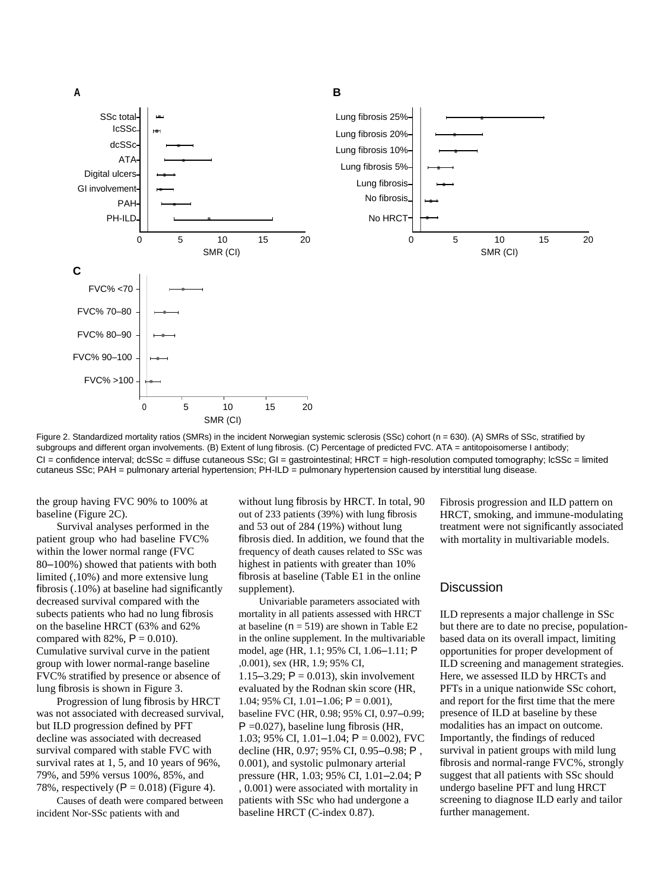Figure 2. Standardized mortality ratios (SMRs) in the incident Norwegian systemic sclerosis (SSc) cohort (n = 630). (A) SMRs of SSc, stratified by subgroups and different organ involvements. (B) Extent of lung fibrosis. (C) Percentage of predicted FVC. ATA = antitopoisomerse I antibody; CI = confidence interval; dcSSc = diffuse cutaneous SSc; GI = gastrointestinal; HRCT = high-resolution computed tomography; lcSSc = limited cutaneous SSc; PAH = pulmonary arterial hypertension; PH-ILD = pulmonary hypertension caused by interstitial lung disease.

the group having FVC 90% to 100% at baseline (Figure 2C).

Survival analyses performed in the patient group who had baseline FVC% within the lower normal range (FVC 80–100%) showed that patients with both limited (,10%) and more extensive lung fibrosis (.10%) at baseline had significantly decreased survival compared with the subects patients who had no lung fibrosis on the baseline HRCT (63% and 62% compared with 82%, P = 0.010). Cumulative survival curve in the patient group with lower normal-range baseline FVC% stratified by presence or absence of lung fibrosis is shown in Figure 3.

Progression of lung fibrosis by HRCT was not associated with decreased survival, but ILD progression defined by PFT decline was associated with decreased survival compared with stable FVC with survival rates at 1, 5, and 10 years of 96%, 79%, and 59% versus 100%, 85%, and 78%, respectively (P = 0.018) (Figure 4).

Causes of death were compared between incident Nor-SSc patients with and without lung fibrosis by HRCT. In total, 90 out of 233 patients (39%) with lung fibrosis and 53 out of 284 (19%) without lung fibrosis died. In addition, we found that the frequency of death causes related to SSc was highest in patients with greater than 10% fibrosis at baseline (Table E1 in the online supplement).

Univariable parameters associated with mortality in all patients assessed with HRCT at baseline (n = 519) are shown in Table E2 in the online supplement. In the multivariable model, age (HR, 1.1; 95% CI, 1.06–1.11; P ,0.001), sex (HR, 1.9; 95% CI, 1.15–3.29; P = 0.013), skin involvement evaluated by the Rodnan skin score (HR, 1.04; 95% CI, 1.01–1.06; P = 0.001), baseline FVC (HR, 0.98; 95% CI, 0.97–0.99; P =0.027), baseline lung fibrosis (HR, 1.03; 95% CI, 1.01–1.04; P = 0.002), FVC decline (HR, 0.97; 95% CI, 0.95–0.98; P , 0.001), and systolic pulmonary arterial pressure (HR, 1.03; 95% CI, 1.01–2.04; P , 0.001) were associated with mortality in patients with SSc who had undergone a baseline HRCT (C-index 0.87).

Fibrosis progression and ILD pattern on HRCT, smoking, and immune-modulating treatment were not significantly associated with mortality in multivariable models.

## Discussion

ILD represents a major challenge in SSc but there are to date no precise, population-based data on its overall impact, limiting opportunities for proper development of ILD screening and management strategies. Here, we assessed ILD by HRCTs and PFTs in a unique nationwide SSc cohort, and report for the first time that the mere presence of ILD at baseline by these modalities has an impact on outcome. Importantly, the findings of reduced survival in patient groups with mild lung fibrosis and normal-range FVC%, strongly suggest that all patients with SSc should undergo baseline PFT and lung HRCT screening to diagnose ILD early and tailor further management.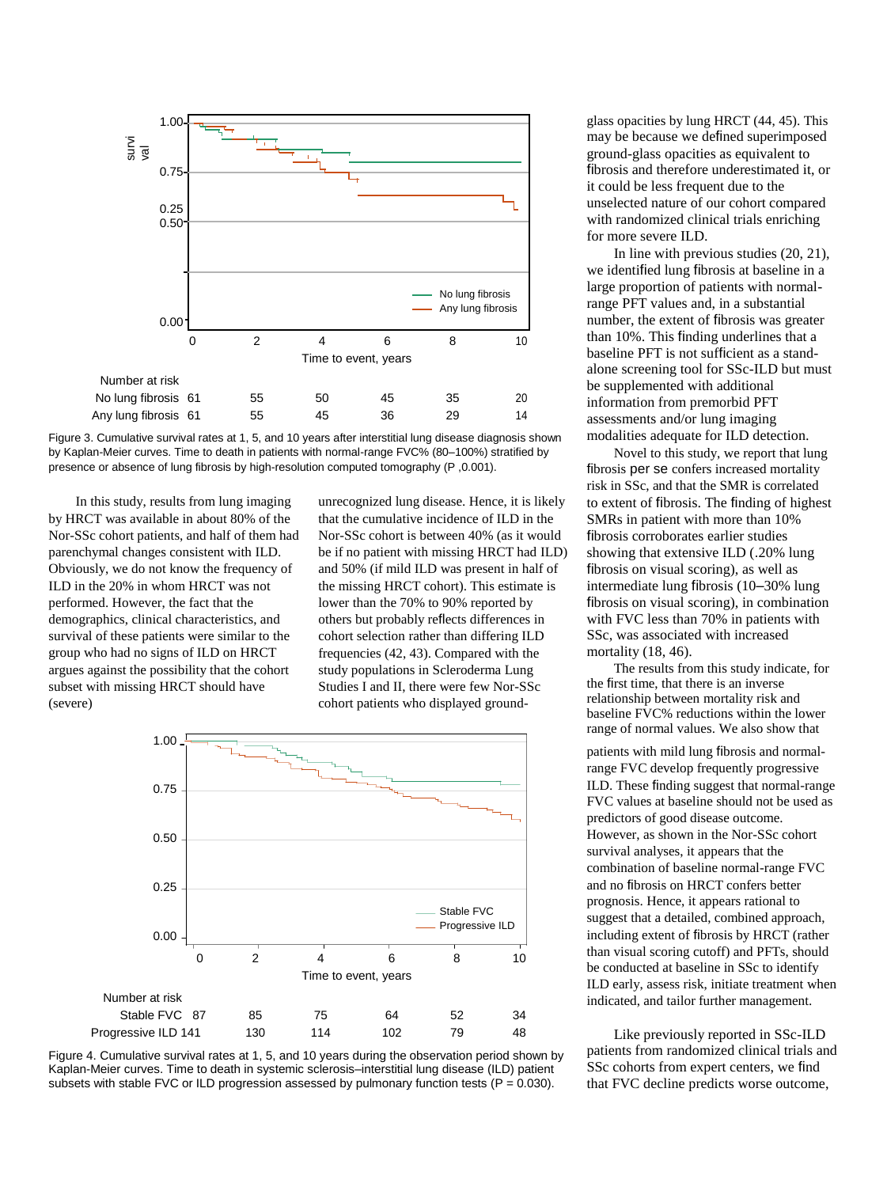| Number at risk | 0 | 2 | 4 | 6 | 8 | 10 |
|---|---|---|---|---|---|---|
| No lung fibrosis | 61 | 55 | 50 | 45 | 35 | 20 |
| Any lung fibrosis | 61 | 55 | 45 | 36 | 29 | 14 |

Figure 3. Cumulative survival rates at 1, 5, and 10 years after interstitial lung disease diagnosis shown by Kaplan-Meier curves. Time to death in patients with normal-range FVC% (80–100%) stratified by presence or absence of lung fibrosis by high-resolution computed tomography (P ,0.001).

In this study, results from lung imaging by HRCT was available in about 80% of the Nor-SSc cohort patients, and half of them had parenchymal changes consistent with ILD. Obviously, we do not know the frequency of ILD in the 20% in whom HRCT was not performed. However, the fact that the demographics, clinical characteristics, and survival of these patients were similar to the group who had no signs of ILD on HRCT argues against the possibility that the cohort subset with missing HRCT should have (severe) unrecognized lung disease. Hence, it is likely that the cumulative incidence of ILD in the Nor-SSc cohort is between 40% (as it would be if no patient with missing HRCT had ILD) and 50% (if mild ILD was present in half of the missing HRCT cohort). This estimate is lower than the 70% to 90% reported by others but probably reflects differences in cohort selection rather than differing ILD frequencies (42, 43). Compared with the study populations in Scleroderma Lung Studies I and II, there were few Nor-SSc cohort patients who displayed ground-glass opacities by lung HRCT (44, 45). This may be because we defined superimposed ground-glass opacities as equivalent to fibrosis and therefore underestimated it, or it could be less frequent due to the unselected nature of our cohort compared with randomized clinical trials enriching for more severe ILD.

In line with previous studies (20, 21), we identified lung fibrosis at baseline in a large proportion of patients with normal-range PFT values and, in a substantial number, the extent of fibrosis was greater than 10%. This finding underlines that a baseline PFT is not sufficient as a stand-alone screening tool for SSc-ILD but must be supplemented with additional information from premorbid PFT assessments and/or lung imaging modalities adequate for ILD detection.

Novel to this study, we report that lung fibrosis *per se* confers increased mortality risk in SSc, and that the SMR is correlated to extent of fibrosis. The finding of highest SMRs in patient with more than 10% fibrosis corroborates earlier studies showing that extensive ILD (.20% lung fibrosis on visual scoring), as well as intermediate lung fibrosis (10–30% lung fibrosis on visual scoring), in combination with FVC less than 70% in patients with SSc, was associated with increased mortality (18, 46).

The results from this study indicate, for the first time, that there is an inverse relationship between mortality risk and baseline FVC% reductions within the lower range of normal values. We also show that patients with mild lung fibrosis and normal-range FVC develop frequently progressive ILD. These finding suggest that normal-range FVC values at baseline should not be used as predictors of good disease outcome. However, as shown in the Nor-SSc cohort survival analyses, it appears that the combination of baseline normal-range FVC and no fibrosis on HRCT confers better prognosis. Hence, it appears rational to suggest that a detailed, combined approach, including extent of fibrosis by HRCT (rather than visual scoring cutoff) and PFTs, should be conducted at baseline in SSc to identify ILD early, assess risk, initiate treatment when indicated, and tailor further management.

| Number at risk | 0 | 2 | 4 | 6 | 8 | 10 |
|---|---|---|---|---|---|---|
| Stable FVC | 87 | 85 | 75 | 64 | 52 | 34 |
| Progressive ILD | 141 | 130 | 114 | 102 | 79 | 48 |

Figure 4. Cumulative survival rates at 1, 5, and 10 years during the observation period shown by Kaplan-Meier curves. Time to death in systemic sclerosis–interstitial lung disease (ILD) patient subsets with stable FVC or ILD progression assessed by pulmonary function tests (P = 0.030).

Like previously reported in SSc-ILD patients from randomized clinical trials and SSc cohorts from expert centers, we find that FVC decline predicts worse outcome,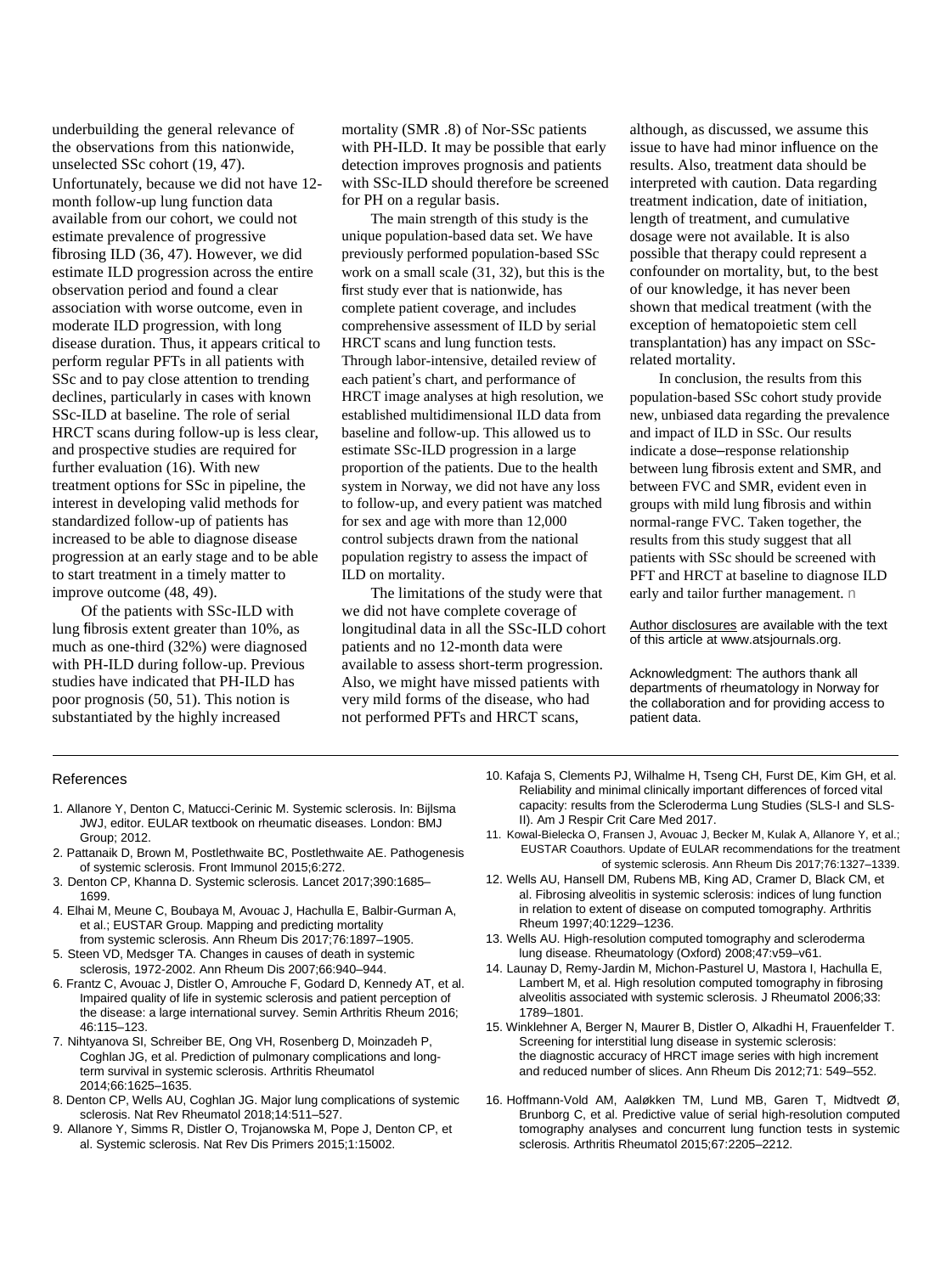underbuilding the general relevance of the observations from this nationwide, unselected SSc cohort (19, 47). Unfortunately, because we did not have 12-month follow-up lung function data available from our cohort, we could not estimate prevalence of progressive fibrosing ILD (36, 47). However, we did estimate ILD progression across the entire observation period and found a clear association with worse outcome, even in moderate ILD progression, with long disease duration. Thus, it appears critical to perform regular PFTs in all patients with SSc and to pay close attention to trending declines, particularly in cases with known SSc-ILD at baseline. The role of serial HRCT scans during follow-up is less clear, and prospective studies are required for further evaluation (16). With new treatment options for SSc in pipeline, the interest in developing valid methods for standardized follow-up of patients has increased to be able to diagnose disease progression at an early stage and to be able to start treatment in a timely matter to improve outcome (48, 49).

Of the patients with SSc-ILD with lung fibrosis extent greater than 10%, as much as one-third (32%) were diagnosed with PH-ILD during follow-up. Previous studies have indicated that PH-ILD has poor prognosis (50, 51). This notion is substantiated by the highly increased mortality (SMR .8) of Nor-SSc patients with PH-ILD. It may be possible that early detection improves prognosis and patients with SSc-ILD should therefore be screened for PH on a regular basis.

The main strength of this study is the unique population-based data set. We have previously performed population-based SSc work on a small scale (31, 32), but this is the first study ever that is nationwide, has complete patient coverage, and includes comprehensive assessment of ILD by serial HRCT scans and lung function tests. Through labor-intensive, detailed review of each patient's chart, and performance of HRCT image analyses at high resolution, we established multidimensional ILD data from baseline and follow-up. This allowed us to estimate SSc-ILD progression in a large proportion of the patients. Due to the health system in Norway, we did not have any loss to follow-up, and every patient was matched for sex and age with more than 12,000 control subjects drawn from the national population registry to assess the impact of ILD on mortality.

The limitations of the study were that we did not have complete coverage of longitudinal data in all the SSc-ILD cohort patients and no 12-month data were available to assess short-term progression. Also, we might have missed patients with very mild forms of the disease, who had not performed PFTs and HRCT scans, although, as discussed, we assume this issue to have had minor influence on the results. Also, treatment data should be interpreted with caution. Data regarding treatment indication, date of initiation, length of treatment, and cumulative dosage were not available. It is also possible that therapy could represent a confounder on mortality, but, to the best of our knowledge, it has never been shown that medical treatment (with the exception of hematopoietic stem cell transplantation) has any impact on SSc-related mortality.

In conclusion, the results from this population-based SSc cohort study provide new, unbiased data regarding the prevalence and impact of ILD in SSc. Our results indicate a dose–response relationship between lung fibrosis extent and SMR, and between FVC and SMR, evident even in groups with mild lung fibrosis and within normal-range FVC. Taken together, the results from this study suggest that all patients with SSc should be screened with PFT and HRCT at baseline to diagnose ILD early and tailor further management. ■

Author disclosures are available with the text of this article at www.atsjournals.org.

Acknowledgment: The authors thank all departments of rheumatology in Norway for the collaboration and for providing access to patient data.

## References

1. Allanore Y, Denton C, Matucci-Cerinic M. Systemic sclerosis. In: Bijlsma JWJ, editor. EULAR textbook on rheumatic diseases. London: BMJ Group; 2012.
2. Pattanaik D, Brown M, Postlethwaite BC, Postlethwaite AE. Pathogenesis of systemic sclerosis. Front Immunol 2015;6:272.
3. Denton CP, Khanna D. Systemic sclerosis. Lancet 2017;390:1685–1699.
4. Elhai M, Meune C, Boubaya M, Avouac J, Hachulla E, Balbir-Gurman A, et al.; EUSTAR Group. Mapping and predicting mortality from systemic sclerosis. Ann Rheum Dis 2017;76:1897–1905.
5. Steen VD, Medsger TA. Changes in causes of death in systemic sclerosis, 1972-2002. Ann Rheum Dis 2007;66:940–944.
6. Frantz C, Avouac J, Distler O, Amrouche F, Godard D, Kennedy AT, et al. Impaired quality of life in systemic sclerosis and patient perception of the disease: a large international survey. Semin Arthritis Rheum 2016; 46:115–123.
7. Nihtyanova SI, Schreiber BE, Ong VH, Rosenberg D, Moinzadeh P, Coghlan JG, et al. Prediction of pulmonary complications and long-term survival in systemic sclerosis. Arthritis Rheumatol 2014;66:1625–1635.
8. Denton CP, Wells AU, Coghlan JG. Major lung complications of systemic sclerosis. Nat Rev Rheumatol 2018;14:511–527.
9. Allanore Y, Simms R, Distler O, Trojanowska M, Pope J, Denton CP, et al. Systemic sclerosis. Nat Rev Dis Primers 2015;1:15002.
10. Kafaja S, Clements PJ, Wilhalme H, Tseng CH, Furst DE, Kim GH, et al. Reliability and minimal clinically important differences of forced vital capacity: results from the Scleroderma Lung Studies (SLS-I and SLS-II). Am J Respir Crit Care Med 2017.
11. Kowal-Bielecka O, Fransen J, Avouac J, Becker M, Kulak A, Allanore Y, et al.; EUSTAR Coauthors. Update of EULAR recommendations for the treatment of systemic sclerosis. Ann Rheum Dis 2017;76:1327–1339.
12. Wells AU, Hansell DM, Rubens MB, King AD, Cramer D, Black CM, et al. Fibrosing alveolitis in systemic sclerosis: indices of lung function in relation to extent of disease on computed tomography. Arthritis Rheum 1997;40:1229–1236.
13. Wells AU. High-resolution computed tomography and scleroderma lung disease. Rheumatology (Oxford) 2008;47:v59–v61.
14. Launay D, Remy-Jardin M, Michon-Pasturel U, Mastora I, Hachulla E, Lambert M, et al. High resolution computed tomography in fibrosing alveolitis associated with systemic sclerosis. J Rheumatol 2006;33: 1789–1801.
15. Winklehner A, Berger N, Maurer B, Distler O, Alkadhi H, Frauenfelder T. Screening for interstitial lung disease in systemic sclerosis: the diagnostic accuracy of HRCT image series with high increment and reduced number of slices. Ann Rheum Dis 2012;71: 549–552.
16. Hoffmann-Vold AM, Aaløkken TM, Lund MB, Garen T, Midtvedt Ø, Brunborg C, et al. Predictive value of serial high-resolution computed tomography analyses and concurrent lung function tests in systemic sclerosis. Arthritis Rheumatol 2015;67:2205–2212.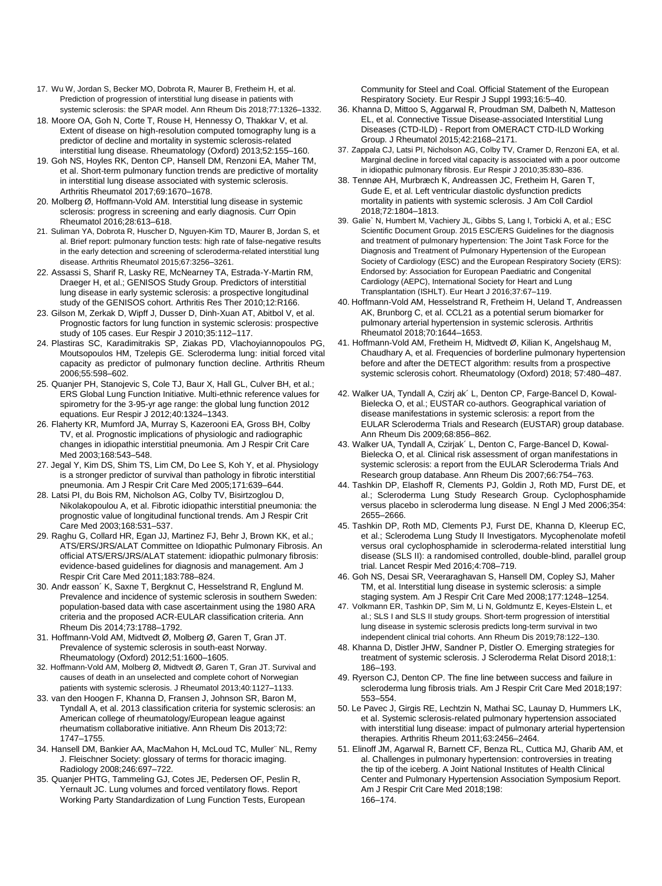17. Wu W, Jordan S, Becker MO, Dobrota R, Maurer B, Fretheim H, et al. Prediction of progression of interstitial lung disease in patients with systemic sclerosis: the SPAR model. Ann Rheum Dis 2018;77:1326–1332.
18. Moore OA, Goh N, Corte T, Rouse H, Hennessy O, Thakkar V, et al. Extent of disease on high-resolution computed tomography lung is a predictor of decline and mortality in systemic sclerosis-related interstitial lung disease. Rheumatology (Oxford) 2013;52:155–160.
19. Goh NS, Hoyles RK, Denton CP, Hansell DM, Renzoni EA, Maher TM, et al. Short-term pulmonary function trends are predictive of mortality in interstitial lung disease associated with systemic sclerosis. Arthritis Rheumatol 2017;69:1670–1678.
20. Molberg Ø, Hoffmann-Vold AM. Interstitial lung disease in systemic sclerosis: progress in screening and early diagnosis. Curr Opin Rheumatol 2016;28:613–618.
21. Suliman YA, Dobrota R, Huscher D, Nguyen-Kim TD, Maurer B, Jordan S, et al. Brief report: pulmonary function tests: high rate of false-negative results in the early detection and screening of scleroderma-related interstitial lung disease. Arthritis Rheumatol 2015;67:3256–3261.
22. Assassi S, Sharif R, Lasky RE, McNearney TA, Estrada-Y-Martin RM, Draeger H, et al.; GENISOS Study Group. Predictors of interstitial lung disease in early systemic sclerosis: a prospective longitudinal study of the GENISOS cohort. Arthritis Res Ther 2010;12:R166.
23. Gilson M, Zerkak D, Wipff J, Dusser D, Dinh-Xuan AT, Abitbol V, et al. Prognostic factors for lung function in systemic sclerosis: prospective study of 105 cases. Eur Respir J 2010;35:112–117.
24. Plastiras SC, Karadimitrakis SP, Ziakas PD, Vlachoyiannopoulos PG, Moutsopoulos HM, Tzelepis GE. Scleroderma lung: initial forced vital capacity as predictor of pulmonary function decline. Arthritis Rheum 2006;55:598–602.
25. Quanjer PH, Stanojevic S, Cole TJ, Baur X, Hall GL, Culver BH, et al.; ERS Global Lung Function Initiative. Multi-ethnic reference values for spirometry for the 3-95-yr age range: the global lung function 2012 equations. Eur Respir J 2012;40:1324–1343.
26. Flaherty KR, Mumford JA, Murray S, Kazerooni EA, Gross BH, Colby TV, et al. Prognostic implications of physiologic and radiographic changes in idiopathic interstitial pneumonia. Am J Respir Crit Care Med 2003;168:543–548.
27. Jegal Y, Kim DS, Shim TS, Lim CM, Do Lee S, Koh Y, et al. Physiology is a stronger predictor of survival than pathology in fibrotic interstitial pneumonia. Am J Respir Crit Care Med 2005;171:639–644.
28. Latsi PI, du Bois RM, Nicholson AG, Colby TV, Bisirtzoglou D, Nikolakopoulou A, et al. Fibrotic idiopathic interstitial pneumonia: the prognostic value of longitudinal functional trends. Am J Respir Crit Care Med 2003;168:531–537.
29. Raghu G, Collard HR, Egan JJ, Martinez FJ, Behr J, Brown KK, et al.; ATS/ERS/JRS/ALAT Committee on Idiopathic Pulmonary Fibrosis. An official ATS/ERS/JRS/ALAT statement: idiopathic pulmonary fibrosis: evidence-based guidelines for diagnosis and management. Am J Respir Crit Care Med 2011;183:788–824.
30. Andr easson´ K, Saxne T, Bergknut C, Hesselstrand R, Englund M. Prevalence and incidence of systemic sclerosis in southern Sweden: population-based data with case ascertainment using the 1980 ARA criteria and the proposed ACR-EULAR classification criteria. Ann Rheum Dis 2014;73:1788–1792.
31. Hoffmann-Vold AM, Midtvedt Ø, Molberg Ø, Garen T, Gran JT. Prevalence of systemic sclerosis in south-east Norway. Rheumatology (Oxford) 2012;51:1600–1605.
32. Hoffmann-Vold AM, Molberg Ø, Midtvedt Ø, Garen T, Gran JT. Survival and causes of death in an unselected and complete cohort of Norwegian patients with systemic sclerosis. J Rheumatol 2013;40:1127–1133.
33. van den Hoogen F, Khanna D, Fransen J, Johnson SR, Baron M, Tyndall A, et al. 2013 classification criteria for systemic sclerosis: an American college of rheumatology/European league against rheumatism collaborative initiative. Ann Rheum Dis 2013;72: 1747–1755.
34. Hansell DM, Bankier AA, MacMahon H, McLoud TC, Muller¨ NL, Remy J. Fleischner Society: glossary of terms for thoracic imaging. Radiology 2008;246:697–722.
35. Quanjer PHTG, Tammeling GJ, Cotes JE, Pedersen OF, Peslin R, Yernault JC. Lung volumes and forced ventilatory flows. Report Working Party Standardization of Lung Function Tests, European Community for Steel and Coal. Official Statement of the European Respiratory Society. Eur Respir J Suppl 1993;16:5–40.
36. Khanna D, Mittoo S, Aggarwal R, Proudman SM, Dalbeth N, Matteson EL, et al. Connective Tissue Disease-associated Interstitial Lung Diseases (CTD-ILD) - Report from OMERACT CTD-ILD Working Group. J Rheumatol 2015;42:2168–2171.
37. Zappala CJ, Latsi PI, Nicholson AG, Colby TV, Cramer D, Renzoni EA, et al. Marginal decline in forced vital capacity is associated with a poor outcome in idiopathic pulmonary fibrosis. Eur Respir J 2010;35:830–836.
38. Tennøe AH, Murbræch K, Andreassen JC, Fretheim H, Garen T, Gude E, et al. Left ventricular diastolic dysfunction predicts mortality in patients with systemic sclerosis. J Am Coll Cardiol 2018;72:1804–1813.
39. Galie` N, Humbert M, Vachiery JL, Gibbs S, Lang I, Torbicki A, et al.; ESC Scientific Document Group. 2015 ESC/ERS Guidelines for the diagnosis and treatment of pulmonary hypertension: The Joint Task Force for the Diagnosis and Treatment of Pulmonary Hypertension of the European Society of Cardiology (ESC) and the European Respiratory Society (ERS): Endorsed by: Association for European Paediatric and Congenital Cardiology (AEPC), International Society for Heart and Lung Transplantation (ISHLT). Eur Heart J 2016;37:67–119.
40. Hoffmann-Vold AM, Hesselstrand R, Fretheim H, Ueland T, Andreassen AK, Brunborg C, et al. CCL21 as a potential serum biomarker for pulmonary arterial hypertension in systemic sclerosis. Arthritis Rheumatol 2018;70:1644–1653.
41. Hoffmann-Vold AM, Fretheim H, Midtvedt Ø, Kilian K, Angelshaug M, Chaudhary A, et al. Frequencies of borderline pulmonary hypertension before and after the DETECT algorithm: results from a prospective systemic sclerosis cohort. Rheumatology (Oxford) 2018; 57:480–487.
42. Walker UA, Tyndall A, Czirj ak´ L, Denton CP, Farge-Bancel D, Kowal-Bielecka O, et al.; EUSTAR co-authors. Geographical variation of disease manifestations in systemic sclerosis: a report from the EULAR Scleroderma Trials and Research (EUSTAR) group database. Ann Rheum Dis 2009;68:856–862.
43. Walker UA, Tyndall A, Czirjak´ L, Denton C, Farge-Bancel D, Kowal-Bielecka O, et al. Clinical risk assessment of organ manifestations in systemic sclerosis: a report from the EULAR Scleroderma Trials And Research group database. Ann Rheum Dis 2007;66:754–763.
44. Tashkin DP, Elashoff R, Clements PJ, Goldin J, Roth MD, Furst DE, et al.; Scleroderma Lung Study Research Group. Cyclophosphamide versus placebo in scleroderma lung disease. N Engl J Med 2006;354: 2655–2666.
45. Tashkin DP, Roth MD, Clements PJ, Furst DE, Khanna D, Kleerup EC, et al.; Sclerodema Lung Study II Investigators. Mycophenolate mofetil versus oral cyclophosphamide in scleroderma-related interstitial lung disease (SLS II): a randomised controlled, double-blind, parallel group trial. Lancet Respir Med 2016;4:708–719.
46. Goh NS, Desai SR, Veeraraghavan S, Hansell DM, Copley SJ, Maher TM, et al. Interstitial lung disease in systemic sclerosis: a simple staging system. Am J Respir Crit Care Med 2008;177:1248–1254.
47. Volkmann ER, Tashkin DP, Sim M, Li N, Goldmuntz E, Keyes-Elstein L, et al.; SLS I and SLS II study groups. Short-term progression of interstitial lung disease in systemic sclerosis predicts long-term survival in two independent clinical trial cohorts. Ann Rheum Dis 2019;78:122–130.
48. Khanna D, Distler JHW, Sandner P, Distler O. Emerging strategies for treatment of systemic sclerosis. J Scleroderma Relat Disord 2018;1: 186–193.
49. Ryerson CJ, Denton CP. The fine line between success and failure in scleroderma lung fibrosis trials. Am J Respir Crit Care Med 2018;197: 553–554.
50. Le Pavec J, Girgis RE, Lechtzin N, Mathai SC, Launay D, Hummers LK, et al. Systemic sclerosis-related pulmonary hypertension associated with interstitial lung disease: impact of pulmonary arterial hypertension therapies. Arthritis Rheum 2011;63:2456–2464.
51. Elinoff JM, Agarwal R, Barnett CF, Benza RL, Cuttica MJ, Gharib AM, et al. Challenges in pulmonary hypertension: controversies in treating the tip of the iceberg. A Joint National Institutes of Health Clinical Center and Pulmonary Hypertension Association Symposium Report. Am J Respir Crit Care Med 2018;198: 166–174.